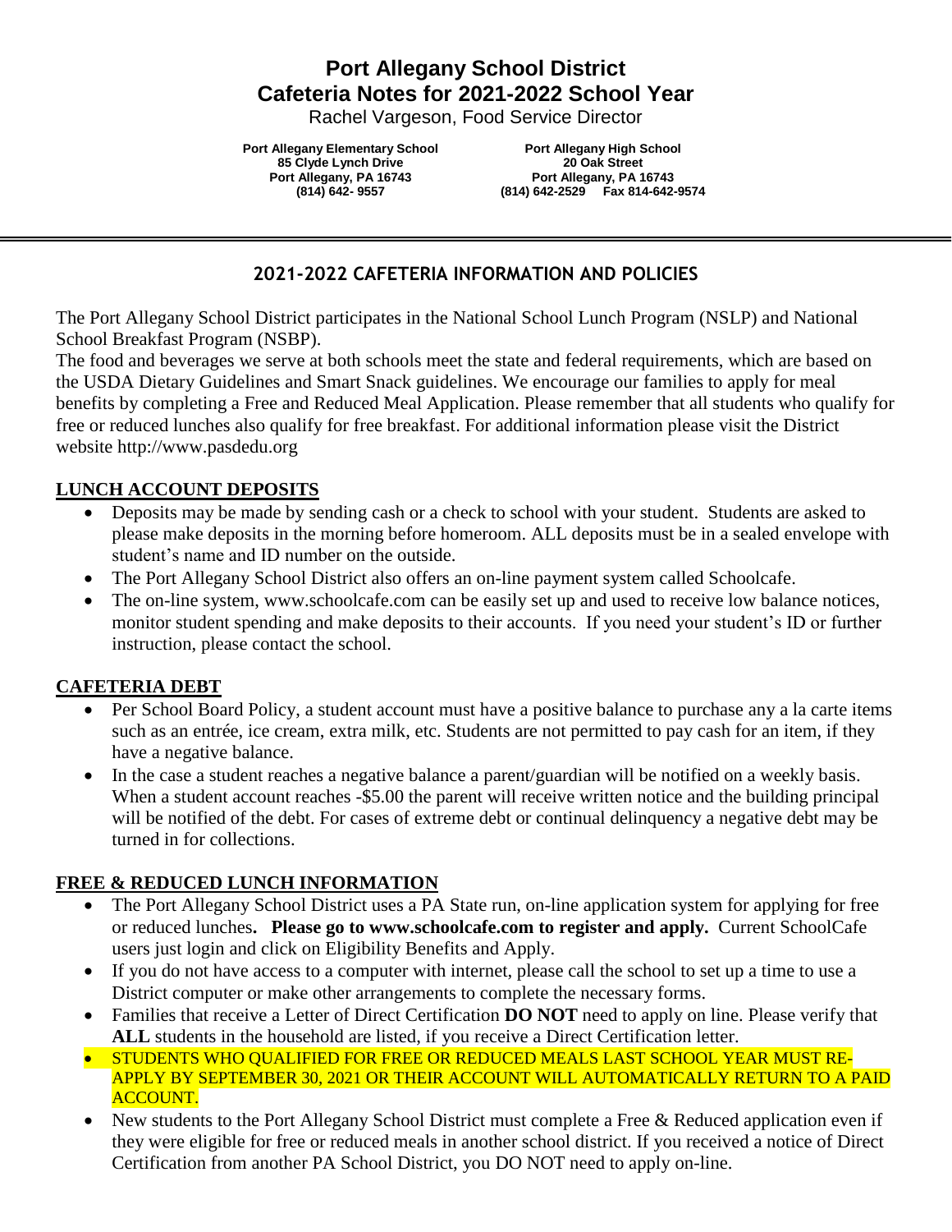# Port Allegany School District
# Cafeteria Notes for 2021-2022 School Year

Rachel Vargeson, Food Service Director

**Port Allegany Elementary School**
**85 Clyde Lynch Drive**
**Port Allegany, PA 16743**
**(814) 642- 9557**

**Port Allegany High School**
**20 Oak Street**
**Port Allegany, PA 16743**
**(814) 642-2529 Fax 814-642-9574**

---

## 2021-2022 CAFETERIA INFORMATION AND POLICIES

The Port Allegany School District participates in the National School Lunch Program (NSLP) and National School Breakfast Program (NSBP).

The food and beverages we serve at both schools meet the state and federal requirements, which are based on the USDA Dietary Guidelines and Smart Snack guidelines. We encourage our families to apply for meal benefits by completing a Free and Reduced Meal Application. Please remember that all students who qualify for free or reduced lunches also qualify for free breakfast. For additional information please visit the District website http://www.pasdedu.org

### LUNCH ACCOUNT DEPOSITS

- Deposits may be made by sending cash or a check to school with your student. Students are asked to please make deposits in the morning before homeroom. ALL deposits must be in a sealed envelope with student's name and ID number on the outside.
- The Port Allegany School District also offers an on-line payment system called Schoolcafe.
- The on-line system, www.schoolcafe.com can be easily set up and used to receive low balance notices, monitor student spending and make deposits to their accounts. If you need your student's ID or further instruction, please contact the school.

### CAFETERIA DEBT

- Per School Board Policy, a student account must have a positive balance to purchase any a la carte items such as an entrée, ice cream, extra milk, etc. Students are not permitted to pay cash for an item, if they have a negative balance.
- In the case a student reaches a negative balance a parent/guardian will be notified on a weekly basis. When a student account reaches -$5.00 the parent will receive written notice and the building principal will be notified of the debt. For cases of extreme debt or continual delinquency a negative debt may be turned in for collections.

### FREE & REDUCED LUNCH INFORMATION

- The Port Allegany School District uses a PA State run, on-line application system for applying for free or reduced lunches**. Please go to www.schoolcafe.com to register and apply.** Current SchoolCafe users just login and click on Eligibility Benefits and Apply.
- If you do not have access to a computer with internet, please call the school to set up a time to use a District computer or make other arrangements to complete the necessary forms.
- Families that receive a Letter of Direct Certification **DO NOT** need to apply on line. Please verify that **ALL** students in the household are listed, if you receive a Direct Certification letter.
- STUDENTS WHO QUALIFIED FOR FREE OR REDUCED MEALS LAST SCHOOL YEAR MUST RE-APPLY BY SEPTEMBER 30, 2021 OR THEIR ACCOUNT WILL AUTOMATICALLY RETURN TO A PAID ACCOUNT.
- New students to the Port Allegany School District must complete a Free & Reduced application even if they were eligible for free or reduced meals in another school district. If you received a notice of Direct Certification from another PA School District, you DO NOT need to apply on-line.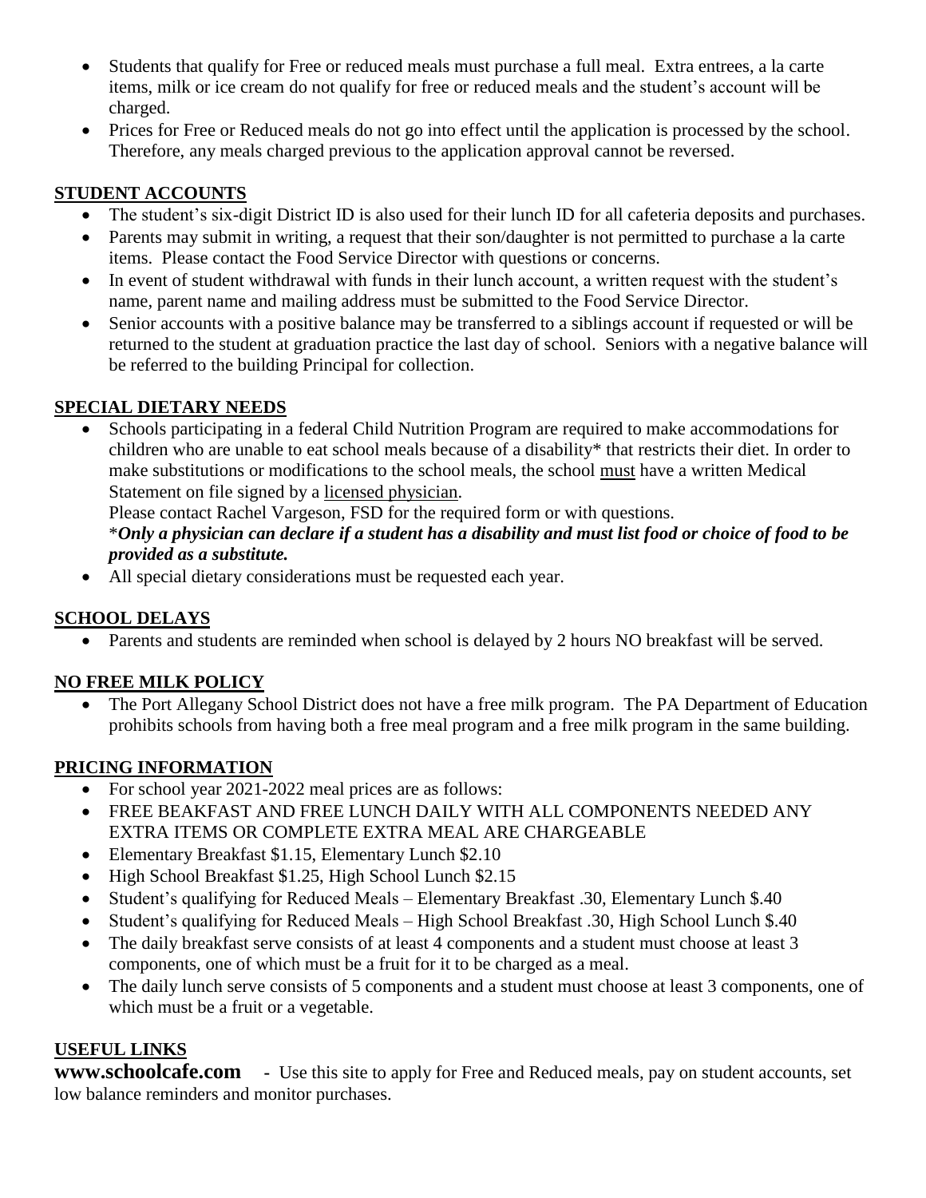- Students that qualify for Free or reduced meals must purchase a full meal. Extra entrees, a la carte items, milk or ice cream do not qualify for free or reduced meals and the student's account will be charged.
- Prices for Free or Reduced meals do not go into effect until the application is processed by the school. Therefore, any meals charged previous to the application approval cannot be reversed.

## STUDENT ACCOUNTS

- The student's six-digit District ID is also used for their lunch ID for all cafeteria deposits and purchases.
- Parents may submit in writing, a request that their son/daughter is not permitted to purchase a la carte items. Please contact the Food Service Director with questions or concerns.
- In event of student withdrawal with funds in their lunch account, a written request with the student's name, parent name and mailing address must be submitted to the Food Service Director.
- Senior accounts with a positive balance may be transferred to a siblings account if requested or will be returned to the student at graduation practice the last day of school. Seniors with a negative balance will be referred to the building Principal for collection.

## SPECIAL DIETARY NEEDS

- Schools participating in a federal Child Nutrition Program are required to make accommodations for children who are unable to eat school meals because of a disability* that restricts their diet. In order to make substitutions or modifications to the school meals, the school must have a written Medical Statement on file signed by a licensed physician.

  Please contact Rachel Vargeson, FSD for the required form or with questions.

  ****Only a physician can declare if a student has a disability and must list food or choice of food to be provided as a substitute.***
- All special dietary considerations must be requested each year.

## SCHOOL DELAYS

- Parents and students are reminded when school is delayed by 2 hours NO breakfast will be served.

## NO FREE MILK POLICY

- The Port Allegany School District does not have a free milk program. The PA Department of Education prohibits schools from having both a free meal program and a free milk program in the same building.

## PRICING INFORMATION

- For school year 2021-2022 meal prices are as follows:
- FREE BEAKFAST AND FREE LUNCH DAILY WITH ALL COMPONENTS NEEDED ANY EXTRA ITEMS OR COMPLETE EXTRA MEAL ARE CHARGEABLE
- Elementary Breakfast $1.15, Elementary Lunch $2.10
- High School Breakfast $1.25, High School Lunch $2.15
- Student's qualifying for Reduced Meals – Elementary Breakfast .30, Elementary Lunch $.40
- Student's qualifying for Reduced Meals – High School Breakfast .30, High School Lunch $.40
- The daily breakfast serve consists of at least 4 components and a student must choose at least 3 components, one of which must be a fruit for it to be charged as a meal.
- The daily lunch serve consists of 5 components and a student must choose at least 3 components, one of which must be a fruit or a vegetable.

## USEFUL LINKS

**www.schoolcafe.com** - Use this site to apply for Free and Reduced meals, pay on student accounts, set low balance reminders and monitor purchases.